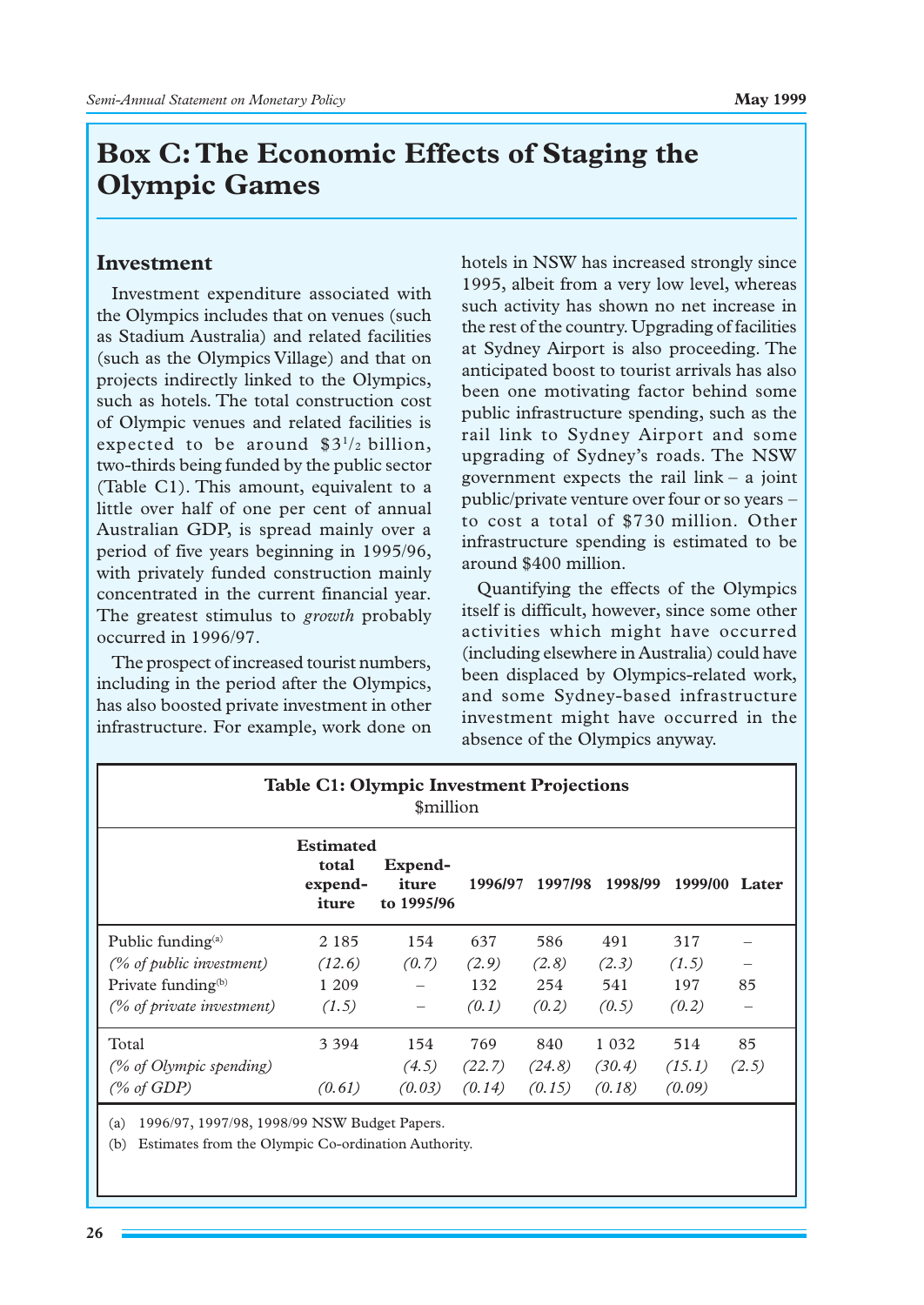# Box C: The Economic Effects of Staging the Olympic Games

## Investment

Investment expenditure associated with the Olympics includes that on venues (such as Stadium Australia) and related facilities (such as the Olympics Village) and that on projects indirectly linked to the Olympics, such as hotels. The total construction cost of Olympic venues and related facilities is expected to be around $3½ billion, two-thirds being funded by the public sector (Table C1). This amount, equivalent to a little over half of one per cent of annual Australian GDP, is spread mainly over a period of five years beginning in 1995/96, with privately funded construction mainly concentrated in the current financial year. The greatest stimulus to *growth* probably occurred in 1996/97.

The prospect of increased tourist numbers, including in the period after the Olympics, has also boosted private investment in other infrastructure. For example, work done on hotels in NSW has increased strongly since 1995, albeit from a very low level, whereas such activity has shown no net increase in the rest of the country. Upgrading of facilities at Sydney Airport is also proceeding. The anticipated boost to tourist arrivals has also been one motivating factor behind some public infrastructure spending, such as the rail link to Sydney Airport and some upgrading of Sydney's roads. The NSW government expects the rail link – a joint public/private venture over four or so years – to cost a total of $730 million. Other infrastructure spending is estimated to be around $400 million.

Quantifying the effects of the Olympics itself is difficult, however, since some other activities which might have occurred (including elsewhere in Australia) could have been displaced by Olympics-related work, and some Sydney-based infrastructure investment might have occurred in the absence of the Olympics anyway.

**Table C1: Olympic Investment Projections**
$million

| | Estimated total expenditure | Expenditure to 1995/96 | 1996/97 | 1997/98 | 1998/99 | 1999/00 | Later |
|---|---|---|---|---|---|---|---|
| Public funding[(a)] | 2 185 | 154 | 637 | 586 | 491 | 317 | – |
| *(% of public investment)* | *(12.6)* | *(0.7)* | *(2.9)* | *(2.8)* | *(2.3)* | *(1.5)* | – |
| Private funding[(b)] | 1 209 | – | 132 | 254 | 541 | 197 | 85 |
| *(% of private investment)* | *(1.5)* | – | *(0.1)* | *(0.2)* | *(0.5)* | *(0.2)* | – |
| Total | 3 394 | 154 | 769 | 840 | 1 032 | 514 | 85 |
| *(% of Olympic spending)* | | *(4.5)* | *(22.7)* | *(24.8)* | *(30.4)* | *(15.1)* | *(2.5)* |
| *(% of GDP)* | *(0.61)* | *(0.03)* | *(0.14)* | *(0.15)* | *(0.18)* | *(0.09)* | |

(a) 1996/97, 1997/98, 1998/99 NSW Budget Papers.

(b) Estimates from the Olympic Co-ordination Authority.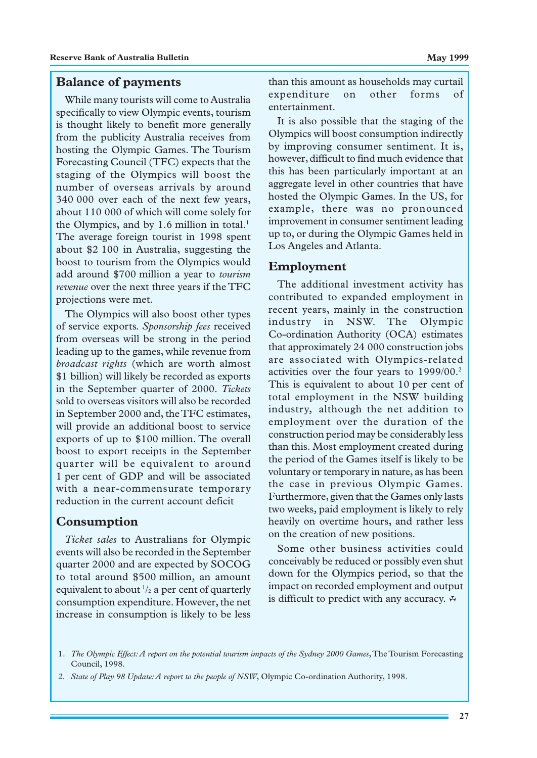## Balance of payments

While many tourists will come to Australia specifically to view Olympic events, tourism is thought likely to benefit more generally from the publicity Australia receives from hosting the Olympic Games. The Tourism Forecasting Council (TFC) expects that the staging of the Olympics will boost the number of overseas arrivals by around 340 000 over each of the next few years, about 110 000 of which will come solely for the Olympics, and by 1.6 million in total.[1] The average foreign tourist in 1998 spent about $2 100 in Australia, suggesting the boost to tourism from the Olympics would add around $700 million a year to *tourism revenue* over the next three years if the TFC projections were met.

The Olympics will also boost other types of service exports. *Sponsorship fees* received from overseas will be strong in the period leading up to the games, while revenue from *broadcast rights* (which are worth almost $1 billion) will likely be recorded as exports in the September quarter of 2000. *Tickets* sold to overseas visitors will also be recorded in September 2000 and, the TFC estimates, will provide an additional boost to service exports of up to $100 million. The overall boost to export receipts in the September quarter will be equivalent to around 1 per cent of GDP and will be associated with a near-commensurate temporary reduction in the current account deficit

## Consumption

*Ticket sales* to Australians for Olympic events will also be recorded in the September quarter 2000 and are expected by SOCOG to total around $500 million, an amount equivalent to about $^1/_2$ a per cent of quarterly consumption expenditure. However, the net increase in consumption is likely to be less than this amount as households may curtail expenditure on other forms of entertainment.

It is also possible that the staging of the Olympics will boost consumption indirectly by improving consumer sentiment. It is, however, difficult to find much evidence that this has been particularly important at an aggregate level in other countries that have hosted the Olympic Games. In the US, for example, there was no pronounced improvement in consumer sentiment leading up to, or during the Olympic Games held in Los Angeles and Atlanta.

## Employment

The additional investment activity has contributed to expanded employment in recent years, mainly in the construction industry in NSW. The Olympic Co-ordination Authority (OCA) estimates that approximately 24 000 construction jobs are associated with Olympics-related activities over the four years to 1999/00.[2] This is equivalent to about 10 per cent of total employment in the NSW building industry, although the net addition to employment over the duration of the construction period may be considerably less than this. Most employment created during the period of the Games itself is likely to be voluntary or temporary in nature, as has been the case in previous Olympic Games. Furthermore, given that the Games only lasts two weeks, paid employment is likely to rely heavily on overtime hours, and rather less on the creation of new positions.

Some other business activities could conceivably be reduced or possibly even shut down for the Olympics period, so that the impact on recorded employment and output is difficult to predict with any accuracy.

1. *The Olympic Effect: A report on the potential tourism impacts of the Sydney 2000 Games*, The Tourism Forecasting Council, 1998.
2. *State of Play 98 Update: A report to the people of NSW*, Olympic Co-ordination Authority, 1998.